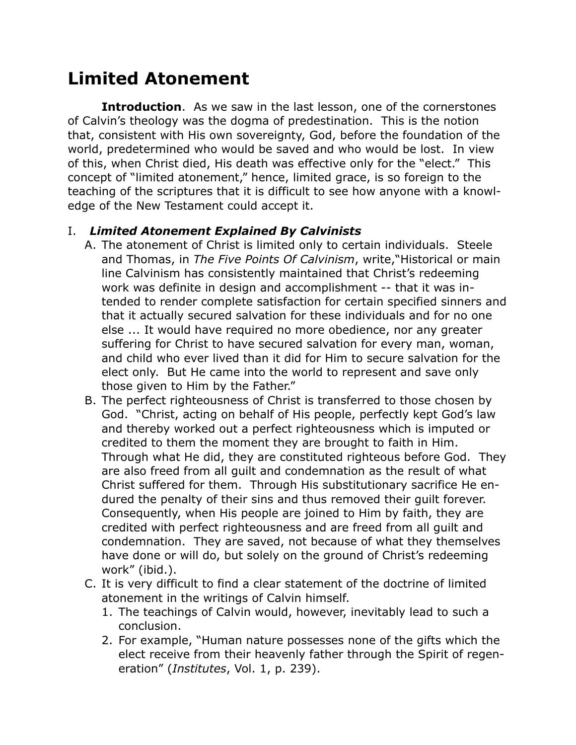# Limited Atonement

**Introduction**. As we saw in the last lesson, one of the cornerstones of Calvin's theology was the dogma of predestination. This is the notion that, consistent with His own sovereignty, God, before the foundation of the world, predetermined who would be saved and who would be lost. In view of this, when Christ died, His death was effective only for the "elect." This concept of "limited atonement," hence, limited grace, is so foreign to the teaching of the scriptures that it is difficult to see how anyone with a knowledge of the New Testament could accept it.

I. ***Limited Atonement Explained By Calvinists***

A. The atonement of Christ is limited only to certain individuals. Steele and Thomas, in *The Five Points Of Calvinism*, write,"Historical or main line Calvinism has consistently maintained that Christ's redeeming work was definite in design and accomplishment -- that it was intended to render complete satisfaction for certain specified sinners and that it actually secured salvation for these individuals and for no one else ... It would have required no more obedience, nor any greater suffering for Christ to have secured salvation for every man, woman, and child who ever lived than it did for Him to secure salvation for the elect only. But He came into the world to represent and save only those given to Him by the Father."

B. The perfect righteousness of Christ is transferred to those chosen by God. "Christ, acting on behalf of His people, perfectly kept God's law and thereby worked out a perfect righteousness which is imputed or credited to them the moment they are brought to faith in Him. Through what He did, they are constituted righteous before God. They are also freed from all guilt and condemnation as the result of what Christ suffered for them. Through His substitutionary sacrifice He endured the penalty of their sins and thus removed their guilt forever. Consequently, when His people are joined to Him by faith, they are credited with perfect righteousness and are freed from all guilt and condemnation. They are saved, not because of what they themselves have done or will do, but solely on the ground of Christ's redeeming work" (ibid.).

C. It is very difficult to find a clear statement of the doctrine of limited atonement in the writings of Calvin himself.

1. The teachings of Calvin would, however, inevitably lead to such a conclusion.
2. For example, "Human nature possesses none of the gifts which the elect receive from their heavenly father through the Spirit of regeneration" (*Institutes*, Vol. 1, p. 239).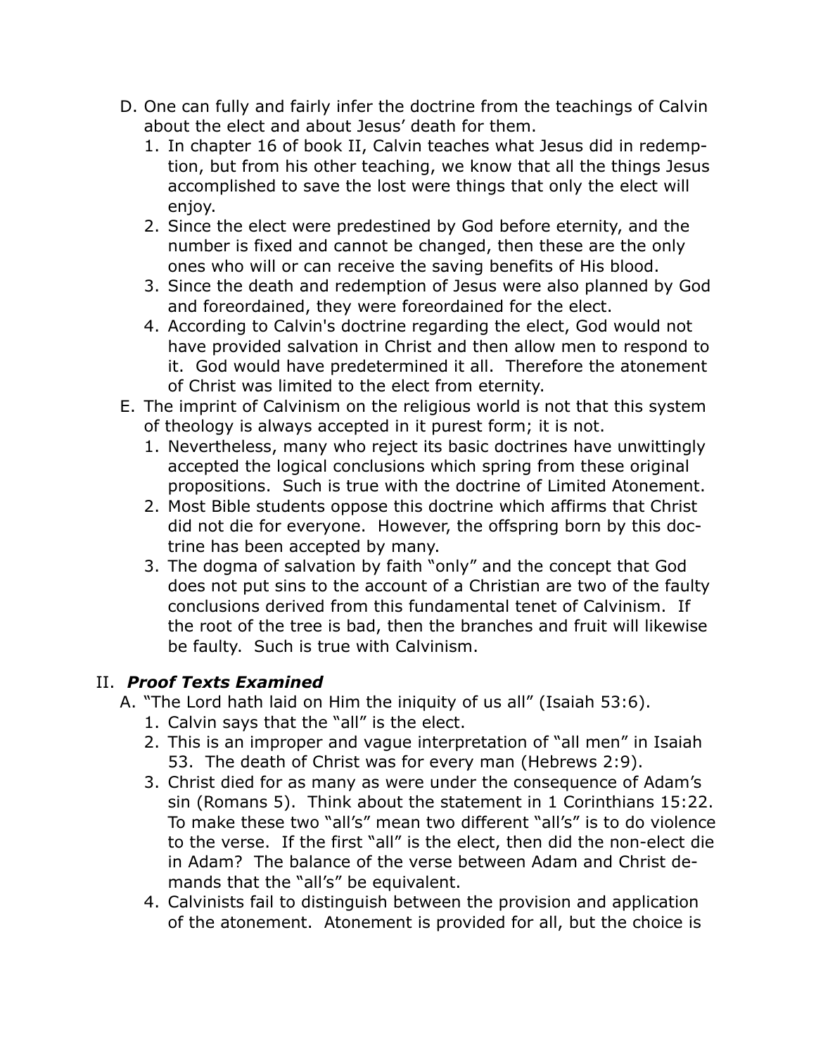D. One can fully and fairly infer the doctrine from the teachings of Calvin about the elect and about Jesus' death for them.
   1. In chapter 16 of book II, Calvin teaches what Jesus did in redemption, but from his other teaching, we know that all the things Jesus accomplished to save the lost were things that only the elect will enjoy.
   2. Since the elect were predestined by God before eternity, and the number is fixed and cannot be changed, then these are the only ones who will or can receive the saving benefits of His blood.
   3. Since the death and redemption of Jesus were also planned by God and foreordained, they were foreordained for the elect.
   4. According to Calvin's doctrine regarding the elect, God would not have provided salvation in Christ and then allow men to respond to it. God would have predetermined it all. Therefore the atonement of Christ was limited to the elect from eternity.

E. The imprint of Calvinism on the religious world is not that this system of theology is always accepted in it purest form; it is not.
   1. Nevertheless, many who reject its basic doctrines have unwittingly accepted the logical conclusions which spring from these original propositions. Such is true with the doctrine of Limited Atonement.
   2. Most Bible students oppose this doctrine which affirms that Christ did not die for everyone. However, the offspring born by this doctrine has been accepted by many.
   3. The dogma of salvation by faith "only" and the concept that God does not put sins to the account of a Christian are two of the faulty conclusions derived from this fundamental tenet of Calvinism. If the root of the tree is bad, then the branches and fruit will likewise be faulty. Such is true with Calvinism.

## II. ***Proof Texts Examined***

A. "The Lord hath laid on Him the iniquity of us all" (Isaiah 53:6).
   1. Calvin says that the "all" is the elect.
   2. This is an improper and vague interpretation of "all men" in Isaiah 53. The death of Christ was for every man (Hebrews 2:9).
   3. Christ died for as many as were under the consequence of Adam's sin (Romans 5). Think about the statement in 1 Corinthians 15:22. To make these two "all's" mean two different "all's" is to do violence to the verse. If the first "all" is the elect, then did the non-elect die in Adam? The balance of the verse between Adam and Christ demands that the "all's" be equivalent.
   4. Calvinists fail to distinguish between the provision and application of the atonement. Atonement is provided for all, but the choice is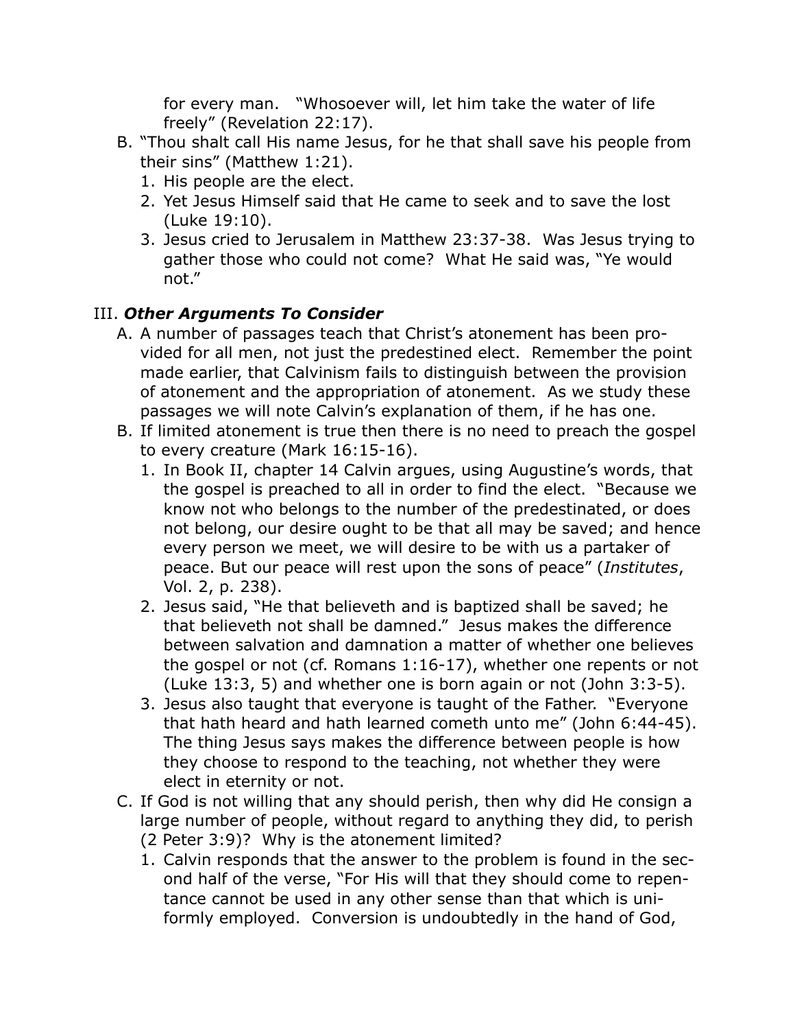for every man. "Whosoever will, let him take the water of life freely" (Revelation 22:17).

B. "Thou shalt call His name Jesus, for he that shall save his people from their sins" (Matthew 1:21).
   1. His people are the elect.
   2. Yet Jesus Himself said that He came to seek and to save the lost (Luke 19:10).
   3. Jesus cried to Jerusalem in Matthew 23:37-38. Was Jesus trying to gather those who could not come? What He said was, "Ye would not."

## III. ***Other Arguments To Consider***

A. A number of passages teach that Christ's atonement has been provided for all men, not just the predestined elect. Remember the point made earlier, that Calvinism fails to distinguish between the provision of atonement and the appropriation of atonement. As we study these passages we will note Calvin's explanation of them, if he has one.

B. If limited atonement is true then there is no need to preach the gospel to every creature (Mark 16:15-16).
   1. In Book II, chapter 14 Calvin argues, using Augustine's words, that the gospel is preached to all in order to find the elect. "Because we know not who belongs to the number of the predestinated, or does not belong, our desire ought to be that all may be saved; and hence every person we meet, we will desire to be with us a partaker of peace. But our peace will rest upon the sons of peace" (*Institutes*, Vol. 2, p. 238).
   2. Jesus said, "He that believeth and is baptized shall be saved; he that believeth not shall be damned." Jesus makes the difference between salvation and damnation a matter of whether one believes the gospel or not (cf. Romans 1:16-17), whether one repents or not (Luke 13:3, 5) and whether one is born again or not (John 3:3-5).
   3. Jesus also taught that everyone is taught of the Father. "Everyone that hath heard and hath learned cometh unto me" (John 6:44-45). The thing Jesus says makes the difference between people is how they choose to respond to the teaching, not whether they were elect in eternity or not.

C. If God is not willing that any should perish, then why did He consign a large number of people, without regard to anything they did, to perish (2 Peter 3:9)? Why is the atonement limited?
   1. Calvin responds that the answer to the problem is found in the second half of the verse, "For His will that they should come to repentance cannot be used in any other sense than that which is uniformly employed. Conversion is undoubtedly in the hand of God,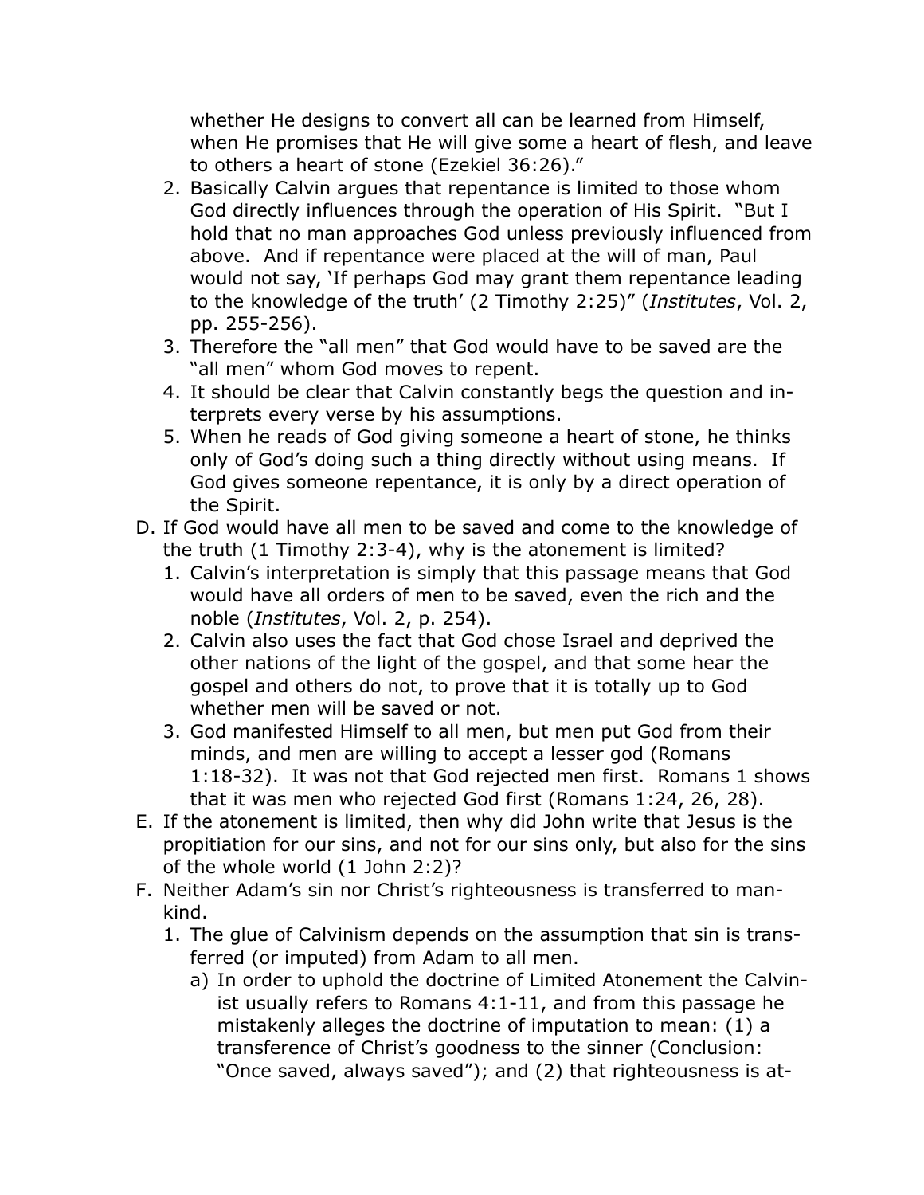whether He designs to convert all can be learned from Himself, when He promises that He will give some a heart of flesh, and leave to others a heart of stone (Ezekiel 36:26)."

2. Basically Calvin argues that repentance is limited to those whom God directly influences through the operation of His Spirit. "But I hold that no man approaches God unless previously influenced from above. And if repentance were placed at the will of man, Paul would not say, 'If perhaps God may grant them repentance leading to the knowledge of the truth' (2 Timothy 2:25)" (*Institutes*, Vol. 2, pp. 255-256).
3. Therefore the "all men" that God would have to be saved are the "all men" whom God moves to repent.
4. It should be clear that Calvin constantly begs the question and interprets every verse by his assumptions.
5. When he reads of God giving someone a heart of stone, he thinks only of God's doing such a thing directly without using means. If God gives someone repentance, it is only by a direct operation of the Spirit.

D. If God would have all men to be saved and come to the knowledge of the truth (1 Timothy 2:3-4), why is the atonement is limited?
   1. Calvin's interpretation is simply that this passage means that God would have all orders of men to be saved, even the rich and the noble (*Institutes*, Vol. 2, p. 254).
   2. Calvin also uses the fact that God chose Israel and deprived the other nations of the light of the gospel, and that some hear the gospel and others do not, to prove that it is totally up to God whether men will be saved or not.
   3. God manifested Himself to all men, but men put God from their minds, and men are willing to accept a lesser god (Romans 1:18-32). It was not that God rejected men first. Romans 1 shows that it was men who rejected God first (Romans 1:24, 26, 28).

E. If the atonement is limited, then why did John write that Jesus is the propitiation for our sins, and not for our sins only, but also for the sins of the whole world (1 John 2:2)?

F. Neither Adam's sin nor Christ's righteousness is transferred to mankind.
   1. The glue of Calvinism depends on the assumption that sin is transferred (or imputed) from Adam to all men.
      a) In order to uphold the doctrine of Limited Atonement the Calvinist usually refers to Romans 4:1-11, and from this passage he mistakenly alleges the doctrine of imputation to mean: (1) a transference of Christ's goodness to the sinner (Conclusion: "Once saved, always saved"); and (2) that righteousness is at-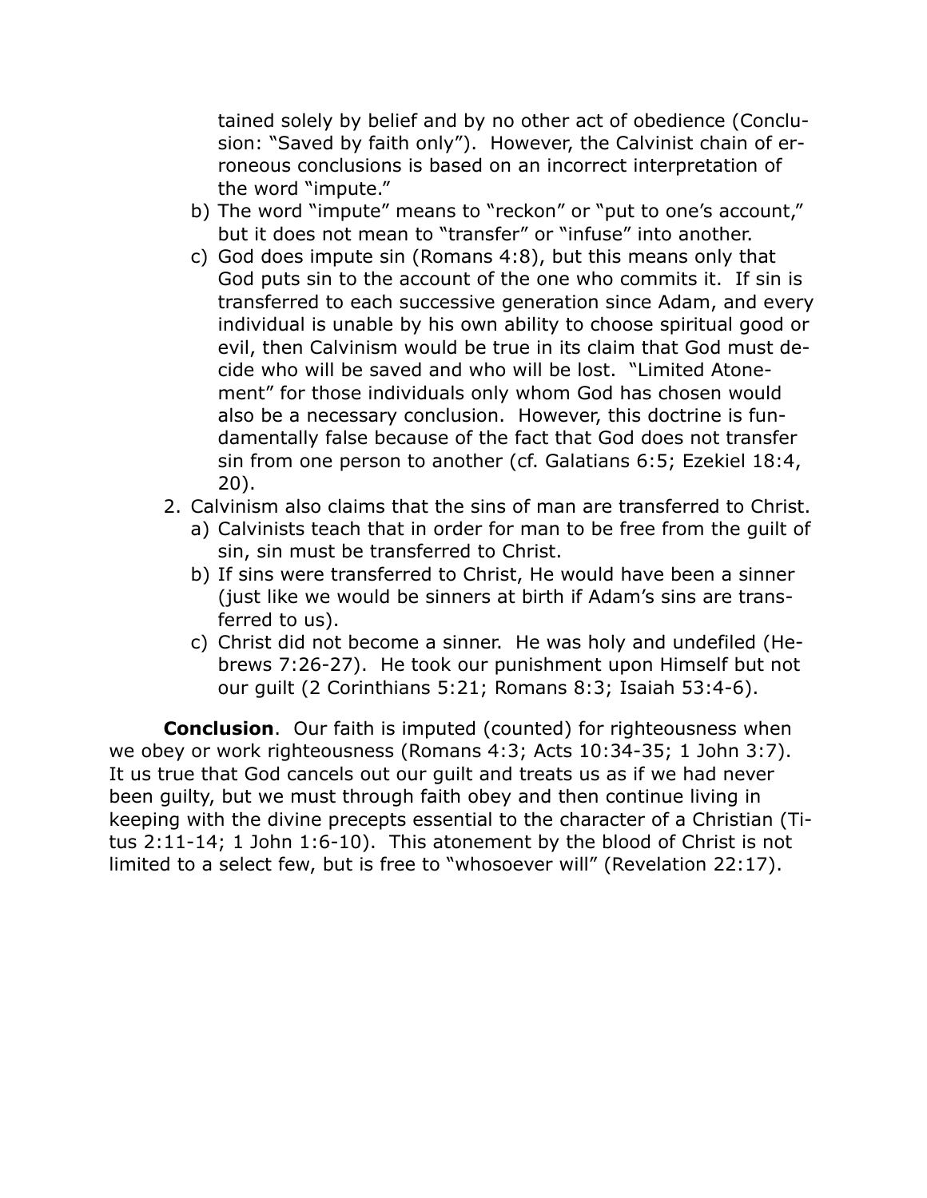tained solely by belief and by no other act of obedience (Conclusion: "Saved by faith only"). However, the Calvinist chain of erroneous conclusions is based on an incorrect interpretation of the word "impute."

   b) The word "impute" means to "reckon" or "put to one's account," but it does not mean to "transfer" or "infuse" into another.
   c) God does impute sin (Romans 4:8), but this means only that God puts sin to the account of the one who commits it. If sin is transferred to each successive generation since Adam, and every individual is unable by his own ability to choose spiritual good or evil, then Calvinism would be true in its claim that God must decide who will be saved and who will be lost. "Limited Atonement" for those individuals only whom God has chosen would also be a necessary conclusion. However, this doctrine is fundamentally false because of the fact that God does not transfer sin from one person to another (cf. Galatians 6:5; Ezekiel 18:4, 20).

2. Calvinism also claims that the sins of man are transferred to Christ.
   a) Calvinists teach that in order for man to be free from the guilt of sin, sin must be transferred to Christ.
   b) If sins were transferred to Christ, He would have been a sinner (just like we would be sinners at birth if Adam's sins are transferred to us).
   c) Christ did not become a sinner. He was holy and undefiled (Hebrews 7:26-27). He took our punishment upon Himself but not our guilt (2 Corinthians 5:21; Romans 8:3; Isaiah 53:4-6).

**Conclusion**. Our faith is imputed (counted) for righteousness when we obey or work righteousness (Romans 4:3; Acts 10:34-35; 1 John 3:7). It us true that God cancels out our guilt and treats us as if we had never been guilty, but we must through faith obey and then continue living in keeping with the divine precepts essential to the character of a Christian (Titus 2:11-14; 1 John 1:6-10). This atonement by the blood of Christ is not limited to a select few, but is free to "whosoever will" (Revelation 22:17).